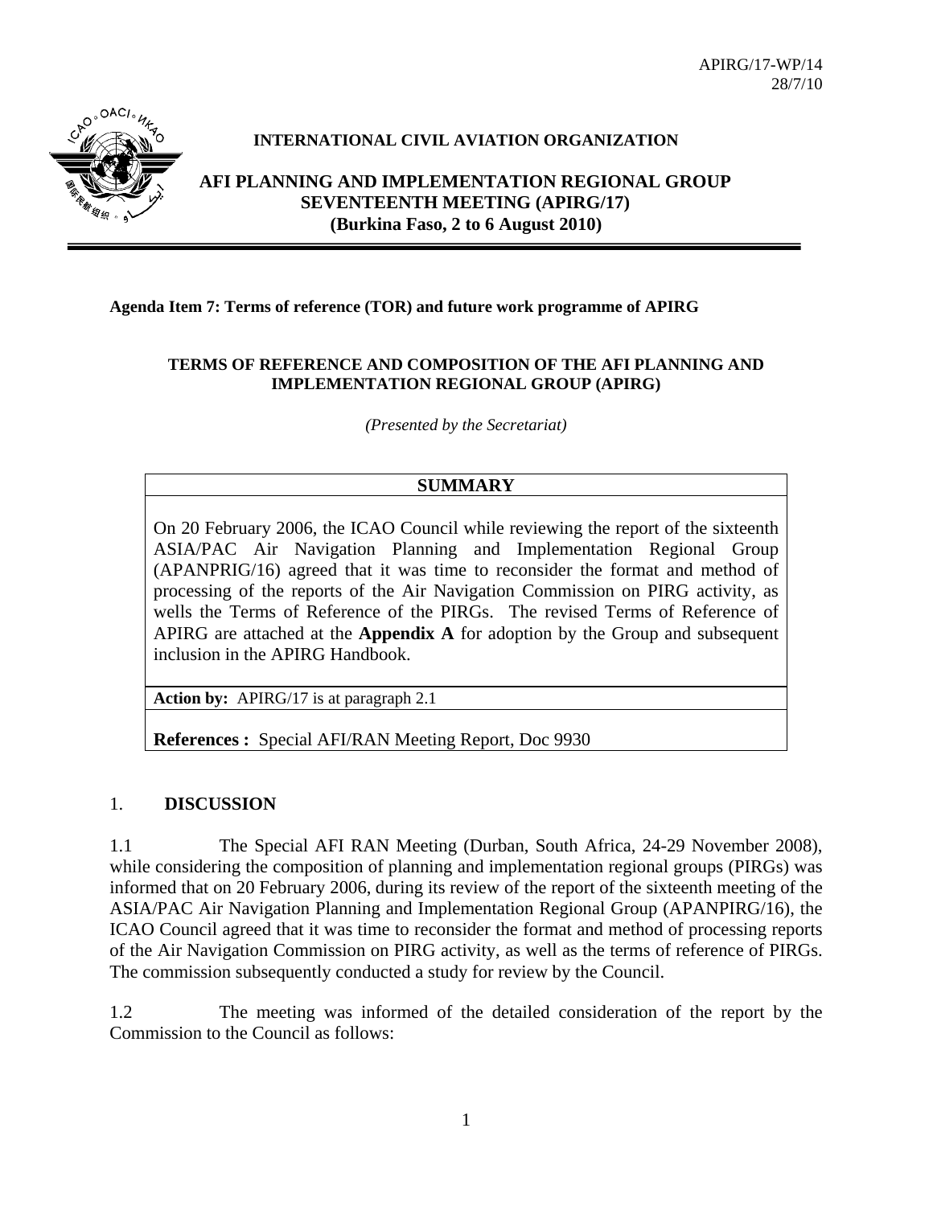APIRG/17-WP/14
28/7/10

**INTERNATIONAL CIVIL AVIATION ORGANIZATION**

# AFI PLANNING AND IMPLEMENTATION REGIONAL GROUP SEVENTEENTH MEETING (APIRG/17) (Burkina Faso, 2 to 6 August 2010)

**Agenda Item 7: Terms of reference (TOR) and future work programme of APIRG**

## TERMS OF REFERENCE AND COMPOSITION OF THE AFI PLANNING AND IMPLEMENTATION REGIONAL GROUP (APIRG)

*(Presented by the Secretariat)*

| SUMMARY |
|---|
| On 20 February 2006, the ICAO Council while reviewing the report of the sixteenth ASIA/PAC Air Navigation Planning and Implementation Regional Group (APANPRIG/16) agreed that it was time to reconsider the format and method of processing of the reports of the Air Navigation Commission on PIRG activity, as wells the Terms of Reference of the PIRGs. The revised Terms of Reference of APIRG are attached at the **Appendix A** for adoption by the Group and subsequent inclusion in the APIRG Handbook. |
| **Action by:** APIRG/17 is at paragraph 2.1 |
| **References :** Special AFI/RAN Meeting Report, Doc 9930 |

## 1. DISCUSSION

1.1 The Special AFI RAN Meeting (Durban, South Africa, 24-29 November 2008), while considering the composition of planning and implementation regional groups (PIRGs) was informed that on 20 February 2006, during its review of the report of the sixteenth meeting of the ASIA/PAC Air Navigation Planning and Implementation Regional Group (APANPIRG/16), the ICAO Council agreed that it was time to reconsider the format and method of processing reports of the Air Navigation Commission on PIRG activity, as well as the terms of reference of PIRGs. The commission subsequently conducted a study for review by the Council.

1.2 The meeting was informed of the detailed consideration of the report by the Commission to the Council as follows: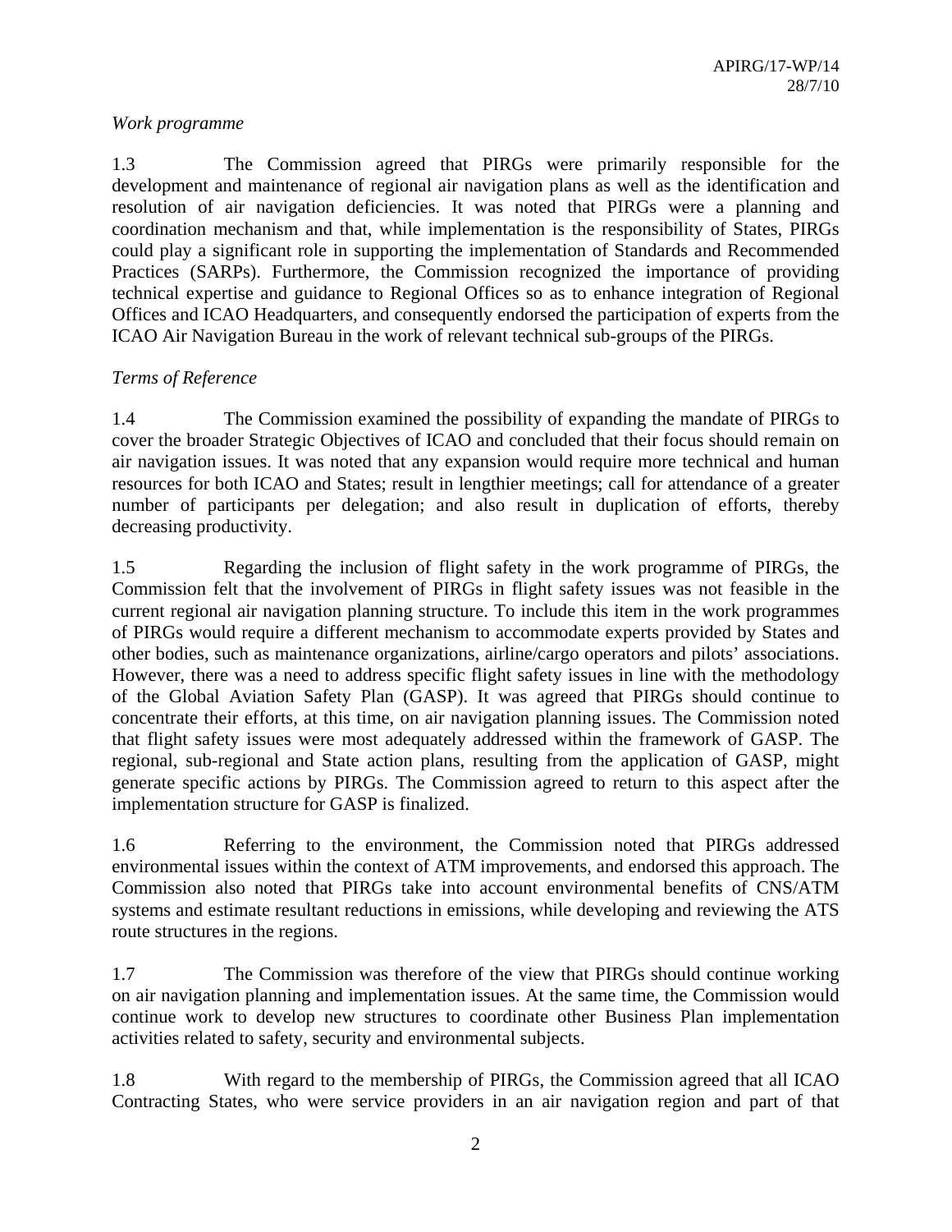*Work programme*

1.3 The Commission agreed that PIRGs were primarily responsible for the development and maintenance of regional air navigation plans as well as the identification and resolution of air navigation deficiencies. It was noted that PIRGs were a planning and coordination mechanism and that, while implementation is the responsibility of States, PIRGs could play a significant role in supporting the implementation of Standards and Recommended Practices (SARPs). Furthermore, the Commission recognized the importance of providing technical expertise and guidance to Regional Offices so as to enhance integration of Regional Offices and ICAO Headquarters, and consequently endorsed the participation of experts from the ICAO Air Navigation Bureau in the work of relevant technical sub-groups of the PIRGs.

*Terms of Reference*

1.4 The Commission examined the possibility of expanding the mandate of PIRGs to cover the broader Strategic Objectives of ICAO and concluded that their focus should remain on air navigation issues. It was noted that any expansion would require more technical and human resources for both ICAO and States; result in lengthier meetings; call for attendance of a greater number of participants per delegation; and also result in duplication of efforts, thereby decreasing productivity.

1.5 Regarding the inclusion of flight safety in the work programme of PIRGs, the Commission felt that the involvement of PIRGs in flight safety issues was not feasible in the current regional air navigation planning structure. To include this item in the work programmes of PIRGs would require a different mechanism to accommodate experts provided by States and other bodies, such as maintenance organizations, airline/cargo operators and pilots' associations. However, there was a need to address specific flight safety issues in line with the methodology of the Global Aviation Safety Plan (GASP). It was agreed that PIRGs should continue to concentrate their efforts, at this time, on air navigation planning issues. The Commission noted that flight safety issues were most adequately addressed within the framework of GASP. The regional, sub-regional and State action plans, resulting from the application of GASP, might generate specific actions by PIRGs. The Commission agreed to return to this aspect after the implementation structure for GASP is finalized.

1.6 Referring to the environment, the Commission noted that PIRGs addressed environmental issues within the context of ATM improvements, and endorsed this approach. The Commission also noted that PIRGs take into account environmental benefits of CNS/ATM systems and estimate resultant reductions in emissions, while developing and reviewing the ATS route structures in the regions.

1.7 The Commission was therefore of the view that PIRGs should continue working on air navigation planning and implementation issues. At the same time, the Commission would continue work to develop new structures to coordinate other Business Plan implementation activities related to safety, security and environmental subjects.

1.8 With regard to the membership of PIRGs, the Commission agreed that all ICAO Contracting States, who were service providers in an air navigation region and part of that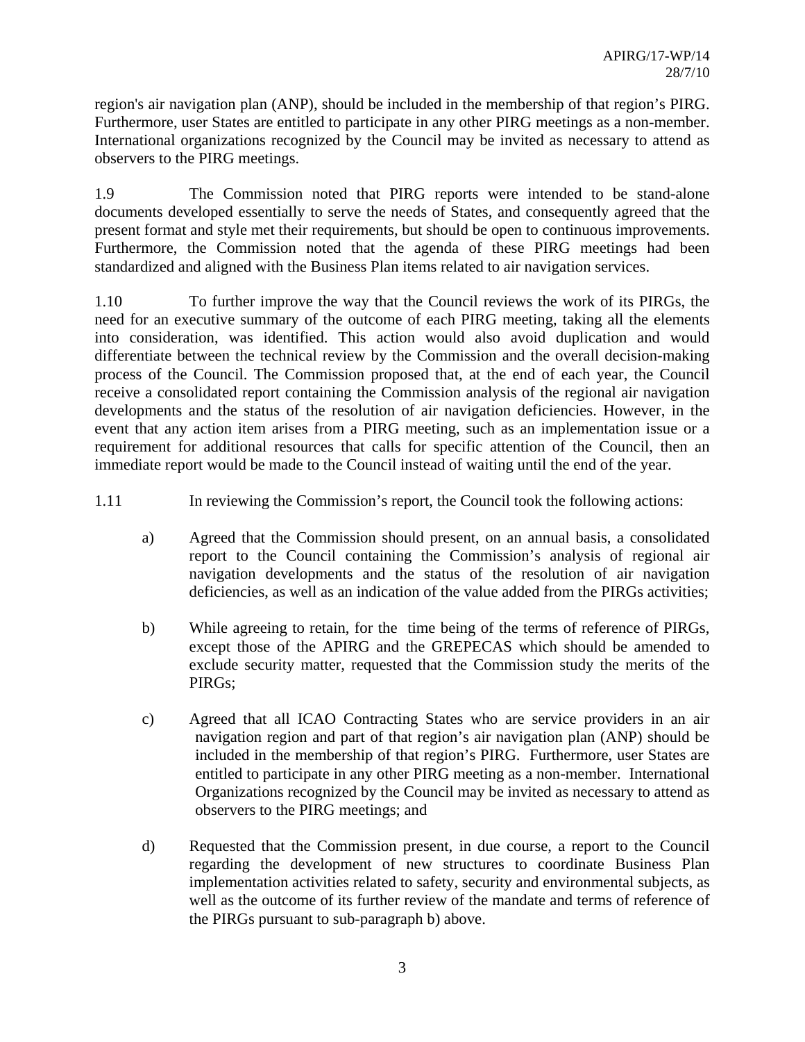region's air navigation plan (ANP), should be included in the membership of that region's PIRG. Furthermore, user States are entitled to participate in any other PIRG meetings as a non-member. International organizations recognized by the Council may be invited as necessary to attend as observers to the PIRG meetings.

1.9 The Commission noted that PIRG reports were intended to be stand-alone documents developed essentially to serve the needs of States, and consequently agreed that the present format and style met their requirements, but should be open to continuous improvements. Furthermore, the Commission noted that the agenda of these PIRG meetings had been standardized and aligned with the Business Plan items related to air navigation services.

1.10 To further improve the way that the Council reviews the work of its PIRGs, the need for an executive summary of the outcome of each PIRG meeting, taking all the elements into consideration, was identified. This action would also avoid duplication and would differentiate between the technical review by the Commission and the overall decision-making process of the Council. The Commission proposed that, at the end of each year, the Council receive a consolidated report containing the Commission analysis of the regional air navigation developments and the status of the resolution of air navigation deficiencies. However, in the event that any action item arises from a PIRG meeting, such as an implementation issue or a requirement for additional resources that calls for specific attention of the Council, then an immediate report would be made to the Council instead of waiting until the end of the year.

1.11 In reviewing the Commission's report, the Council took the following actions:

a) Agreed that the Commission should present, on an annual basis, a consolidated report to the Council containing the Commission's analysis of regional air navigation developments and the status of the resolution of air navigation deficiencies, as well as an indication of the value added from the PIRGs activities;

b) While agreeing to retain, for the time being of the terms of reference of PIRGs, except those of the APIRG and the GREPECAS which should be amended to exclude security matter, requested that the Commission study the merits of the PIRGs;

c) Agreed that all ICAO Contracting States who are service providers in an air navigation region and part of that region's air navigation plan (ANP) should be included in the membership of that region's PIRG. Furthermore, user States are entitled to participate in any other PIRG meeting as a non-member. International Organizations recognized by the Council may be invited as necessary to attend as observers to the PIRG meetings; and

d) Requested that the Commission present, in due course, a report to the Council regarding the development of new structures to coordinate Business Plan implementation activities related to safety, security and environmental subjects, as well as the outcome of its further review of the mandate and terms of reference of the PIRGs pursuant to sub-paragraph b) above.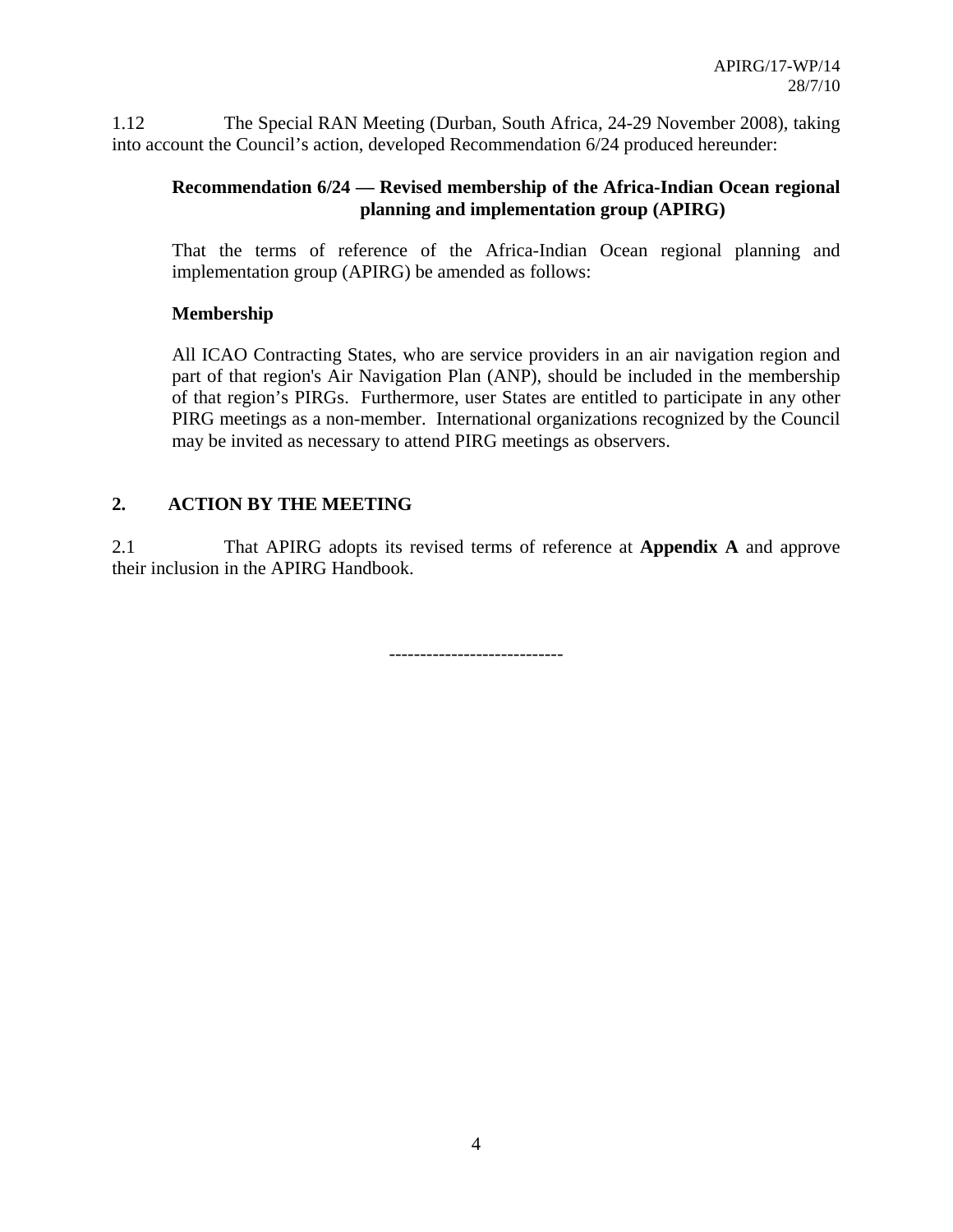1.12 The Special RAN Meeting (Durban, South Africa, 24-29 November 2008), taking into account the Council's action, developed Recommendation 6/24 produced hereunder:

> **Recommendation 6/24 — Revised membership of the Africa-Indian Ocean regional planning and implementation group (APIRG)**
>
> That the terms of reference of the Africa-Indian Ocean regional planning and implementation group (APIRG) be amended as follows:
>
> **Membership**
>
> All ICAO Contracting States, who are service providers in an air navigation region and part of that region's Air Navigation Plan (ANP), should be included in the membership of that region's PIRGs. Furthermore, user States are entitled to participate in any other PIRG meetings as a non-member. International organizations recognized by the Council may be invited as necessary to attend PIRG meetings as observers.

## 2. ACTION BY THE MEETING

2.1 That APIRG adopts its revised terms of reference at **Appendix A** and approve their inclusion in the APIRG Handbook.

----------------------------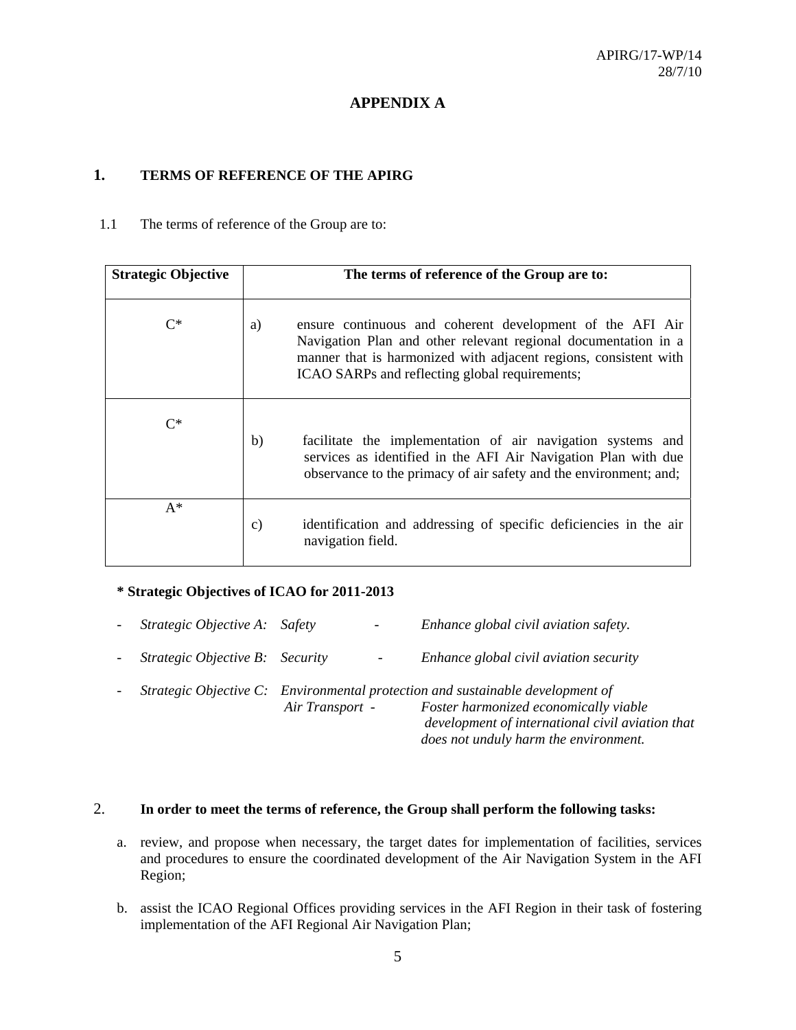# APPENDIX A

## 1. TERMS OF REFERENCE OF THE APIRG

1.1 The terms of reference of the Group are to:

| Strategic Objective | The terms of reference of the Group are to: |
|---|---|
| C* | a) ensure continuous and coherent development of the AFI Air Navigation Plan and other relevant regional documentation in a manner that is harmonized with adjacent regions, consistent with ICAO SARPs and reflecting global requirements; |
| C* | b) facilitate the implementation of air navigation systems and services as identified in the AFI Air Navigation Plan with due observance to the primacy of air safety and the environment; and; |
| A* | c) identification and addressing of specific deficiencies in the air navigation field. |

**\* Strategic Objectives of ICAO for 2011-2013**

- *Strategic Objective A: Safety - Enhance global civil aviation safety.*
- *Strategic Objective B: Security - Enhance global civil aviation security*
- *Strategic Objective C: Environmental protection and sustainable development of Air Transport - Foster harmonized economically viable development of international civil aviation that does not unduly harm the environment.*

## 2. In order to meet the terms of reference, the Group shall perform the following tasks:

a. review, and propose when necessary, the target dates for implementation of facilities, services and procedures to ensure the coordinated development of the Air Navigation System in the AFI Region;

b. assist the ICAO Regional Offices providing services in the AFI Region in their task of fostering implementation of the AFI Regional Air Navigation Plan;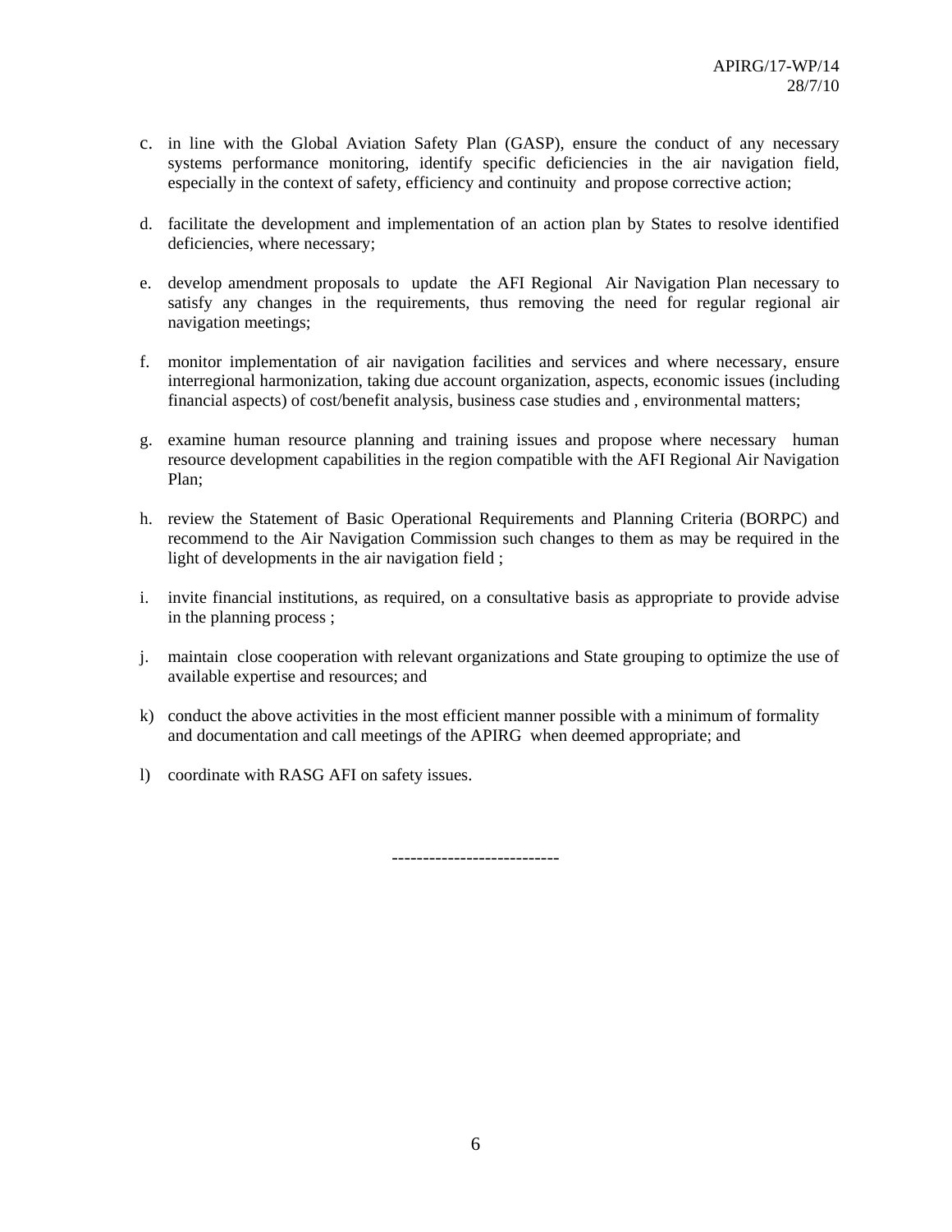c. in line with the Global Aviation Safety Plan (GASP), ensure the conduct of any necessary systems performance monitoring, identify specific deficiencies in the air navigation field, especially in the context of safety, efficiency and continuity and propose corrective action;

d. facilitate the development and implementation of an action plan by States to resolve identified deficiencies, where necessary;

e. develop amendment proposals to update the AFI Regional Air Navigation Plan necessary to satisfy any changes in the requirements, thus removing the need for regular regional air navigation meetings;

f. monitor implementation of air navigation facilities and services and where necessary, ensure interregional harmonization, taking due account organization, aspects, economic issues (including financial aspects) of cost/benefit analysis, business case studies and , environmental matters;

g. examine human resource planning and training issues and propose where necessary human resource development capabilities in the region compatible with the AFI Regional Air Navigation Plan;

h. review the Statement of Basic Operational Requirements and Planning Criteria (BORPC) and recommend to the Air Navigation Commission such changes to them as may be required in the light of developments in the air navigation field ;

i. invite financial institutions, as required, on a consultative basis as appropriate to provide advise in the planning process ;

j. maintain close cooperation with relevant organizations and State grouping to optimize the use of available expertise and resources; and

k) conduct the above activities in the most efficient manner possible with a minimum of formality and documentation and call meetings of the APIRG when deemed appropriate; and

l) coordinate with RASG AFI on safety issues.

---------------------------